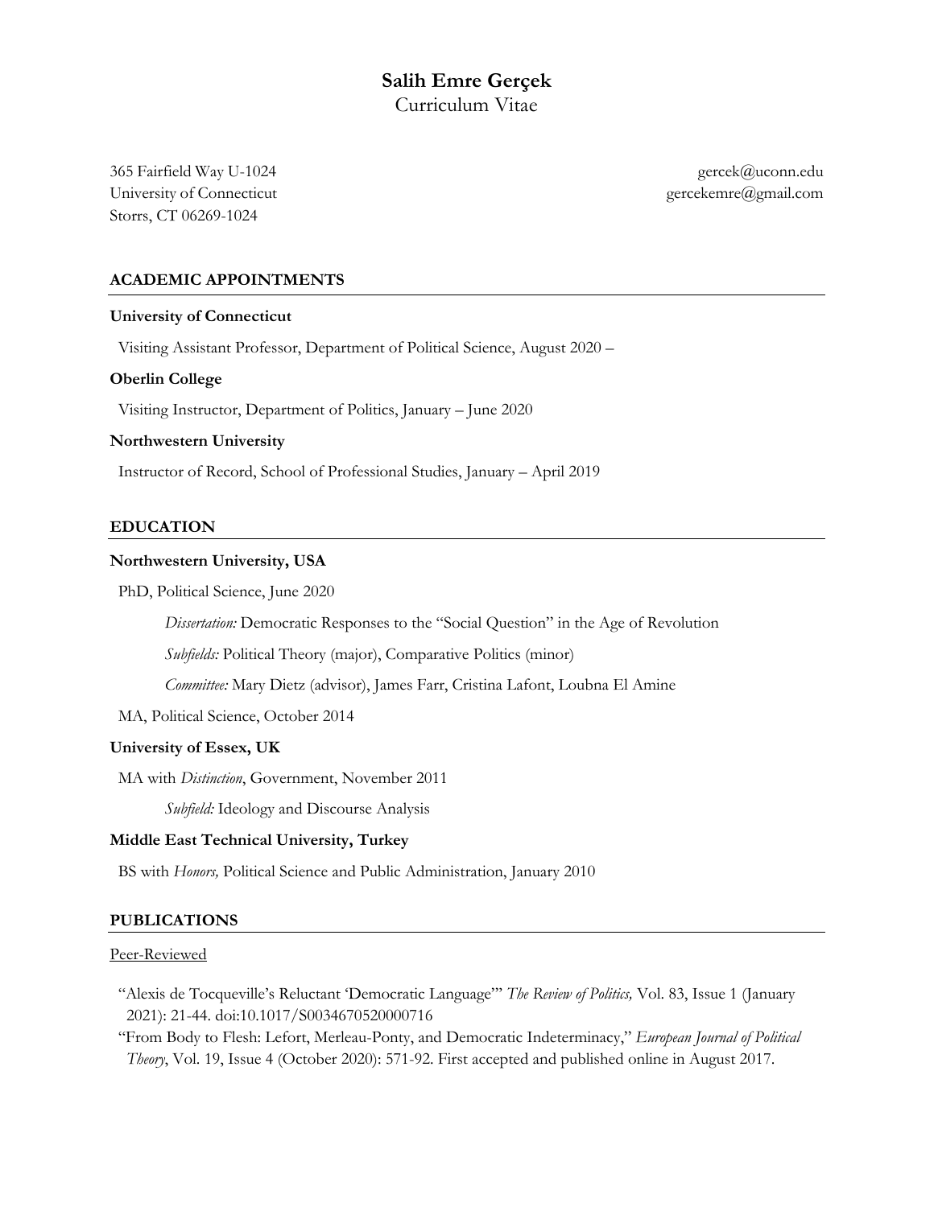# Salih Emre Gerçek

Curriculum Vitae

365 Fairfield Way U-1024
University of Connecticut
Storrs, CT 06269-1024

gercek@uconn.edu
gercekemre@gmail.com

## ACADEMIC APPOINTMENTS

**University of Connecticut**

Visiting Assistant Professor, Department of Political Science, August 2020 –

**Oberlin College**

Visiting Instructor, Department of Politics, January – June 2020

**Northwestern University**

Instructor of Record, School of Professional Studies, January – April 2019

## EDUCATION

**Northwestern University, USA**

PhD, Political Science, June 2020

*Dissertation:* Democratic Responses to the "Social Question" in the Age of Revolution

*Subfields:* Political Theory (major), Comparative Politics (minor)

*Committee:* Mary Dietz (advisor), James Farr, Cristina Lafont, Loubna El Amine

MA, Political Science, October 2014

**University of Essex, UK**

MA with *Distinction*, Government, November 2011

*Subfield:* Ideology and Discourse Analysis

**Middle East Technical University, Turkey**

BS with *Honors,* Political Science and Public Administration, January 2010

## PUBLICATIONS

Peer-Reviewed

"Alexis de Tocqueville's Reluctant 'Democratic Language'" *The Review of Politics,* Vol. 83, Issue 1 (January 2021): 21-44. doi:10.1017/S0034670520000716

"From Body to Flesh: Lefort, Merleau-Ponty, and Democratic Indeterminacy," *European Journal of Political Theory*, Vol. 19, Issue 4 (October 2020): 571-92. First accepted and published online in August 2017.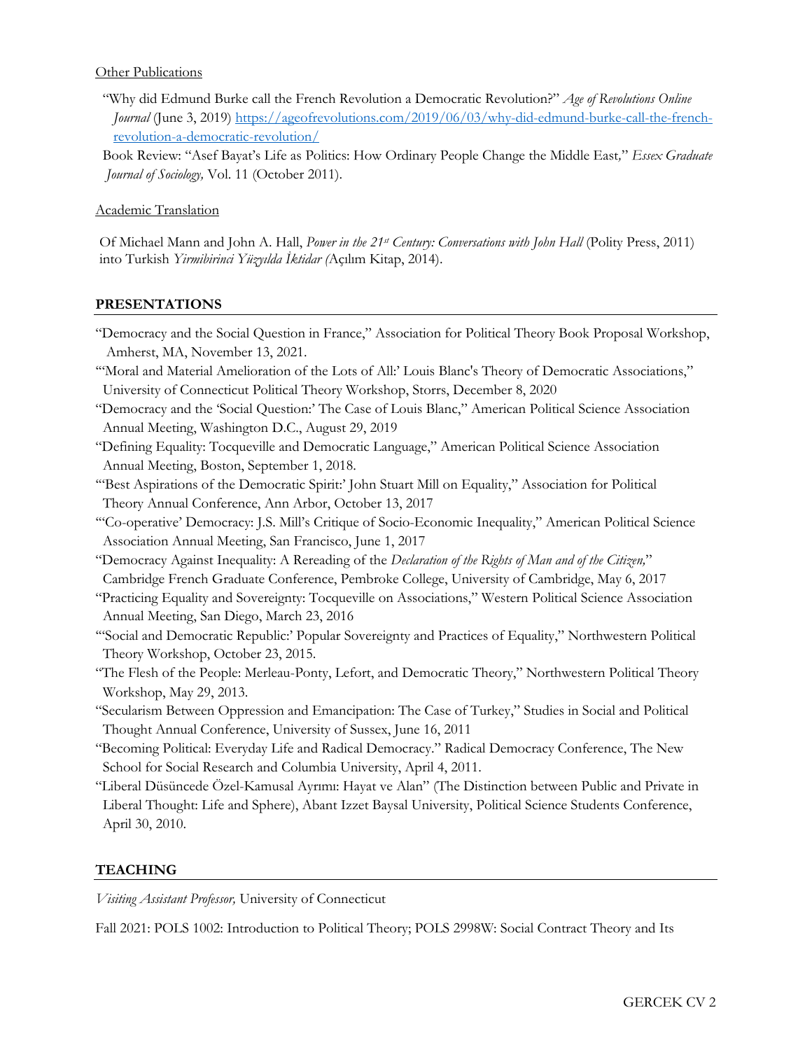Other Publications

"Why did Edmund Burke call the French Revolution a Democratic Revolution?" *Age of Revolutions Online Journal* (June 3, 2019) https://ageofrevolutions.com/2019/06/03/why-did-edmund-burke-call-the-french-revolution-a-democratic-revolution/

Book Review: "Asef Bayat's Life as Politics: How Ordinary People Change the Middle East," *Essex Graduate Journal of Sociology,* Vol. 11 (October 2011).

Academic Translation

Of Michael Mann and John A. Hall, *Power in the 21st Century: Conversations with John Hall* (Polity Press, 2011) into Turkish *Yirmibirinci Yüzyılda İktidar (*Açılım Kitap, 2014).

## PRESENTATIONS

"Democracy and the Social Question in France," Association for Political Theory Book Proposal Workshop, Amherst, MA, November 13, 2021.

"'Moral and Material Amelioration of the Lots of All:' Louis Blanc's Theory of Democratic Associations," University of Connecticut Political Theory Workshop, Storrs, December 8, 2020

"Democracy and the 'Social Question:' The Case of Louis Blanc," American Political Science Association Annual Meeting, Washington D.C., August 29, 2019

"Defining Equality: Tocqueville and Democratic Language," American Political Science Association Annual Meeting, Boston, September 1, 2018.

"'Best Aspirations of the Democratic Spirit:' John Stuart Mill on Equality," Association for Political Theory Annual Conference, Ann Arbor, October 13, 2017

"'Co-operative' Democracy: J.S. Mill's Critique of Socio-Economic Inequality," American Political Science Association Annual Meeting, San Francisco, June 1, 2017

"Democracy Against Inequality: A Rereading of the *Declaration of the Rights of Man and of the Citizen,*" Cambridge French Graduate Conference, Pembroke College, University of Cambridge, May 6, 2017

"Practicing Equality and Sovereignty: Tocqueville on Associations," Western Political Science Association Annual Meeting, San Diego, March 23, 2016

"'Social and Democratic Republic:' Popular Sovereignty and Practices of Equality," Northwestern Political Theory Workshop, October 23, 2015.

"The Flesh of the People: Merleau-Ponty, Lefort, and Democratic Theory," Northwestern Political Theory Workshop, May 29, 2013.

"Secularism Between Oppression and Emancipation: The Case of Turkey," Studies in Social and Political Thought Annual Conference, University of Sussex, June 16, 2011

"Becoming Political: Everyday Life and Radical Democracy." Radical Democracy Conference, The New School for Social Research and Columbia University, April 4, 2011.

"Liberal Düşüncede Özel-Kamusal Ayrımı: Hayat ve Alan" (The Distinction between Public and Private in Liberal Thought: Life and Sphere), Abant Izzet Baysal University, Political Science Students Conference, April 30, 2010.

## TEACHING

*Visiting Assistant Professor,* University of Connecticut

Fall 2021: POLS 1002: Introduction to Political Theory; POLS 2998W: Social Contract Theory and Its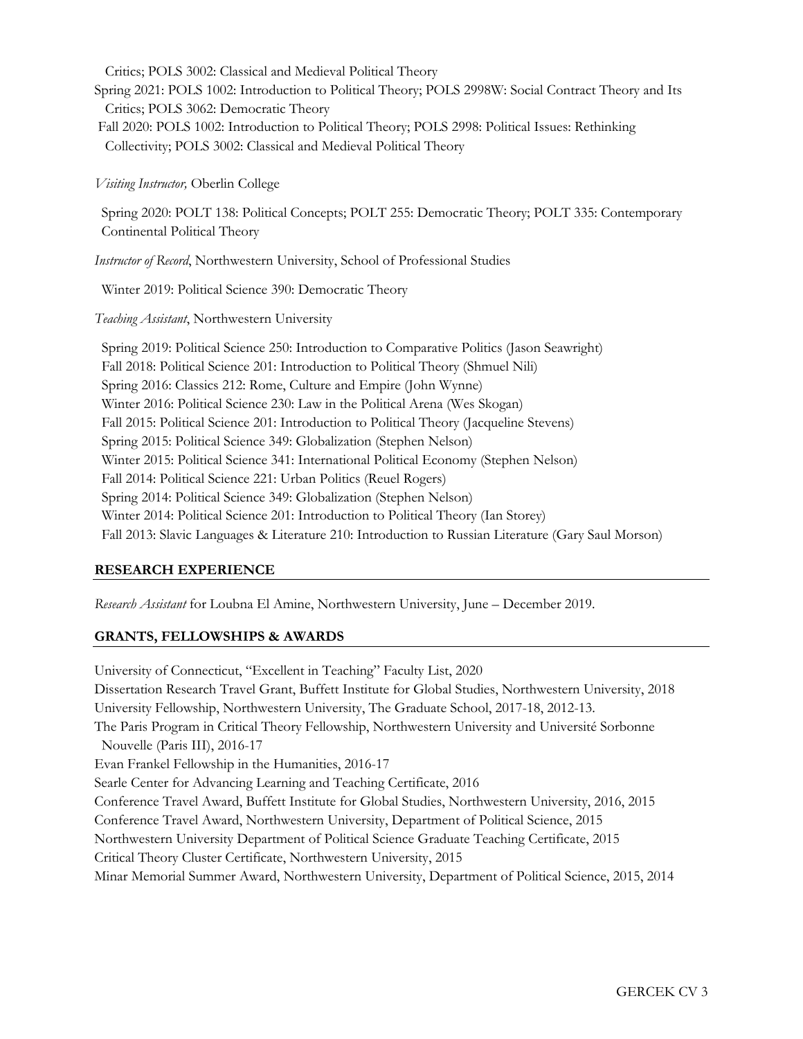Critics; POLS 3002: Classical and Medieval Political Theory

Spring 2021: POLS 1002: Introduction to Political Theory; POLS 2998W: Social Contract Theory and Its Critics; POLS 3062: Democratic Theory

Fall 2020: POLS 1002: Introduction to Political Theory; POLS 2998: Political Issues: Rethinking Collectivity; POLS 3002: Classical and Medieval Political Theory

*Visiting Instructor,* Oberlin College

Spring 2020: POLT 138: Political Concepts; POLT 255: Democratic Theory; POLT 335: Contemporary Continental Political Theory

*Instructor of Record*, Northwestern University, School of Professional Studies

Winter 2019: Political Science 390: Democratic Theory

*Teaching Assistant*, Northwestern University

Spring 2019: Political Science 250: Introduction to Comparative Politics (Jason Seawright)
Fall 2018: Political Science 201: Introduction to Political Theory (Shmuel Nili)
Spring 2016: Classics 212: Rome, Culture and Empire (John Wynne)
Winter 2016: Political Science 230: Law in the Political Arena (Wes Skogan)
Fall 2015: Political Science 201: Introduction to Political Theory (Jacqueline Stevens)
Spring 2015: Political Science 349: Globalization (Stephen Nelson)
Winter 2015: Political Science 341: International Political Economy (Stephen Nelson)
Fall 2014: Political Science 221: Urban Politics (Reuel Rogers)
Spring 2014: Political Science 349: Globalization (Stephen Nelson)
Winter 2014: Political Science 201: Introduction to Political Theory (Ian Storey)
Fall 2013: Slavic Languages & Literature 210: Introduction to Russian Literature (Gary Saul Morson)

## RESEARCH EXPERIENCE

*Research Assistant* for Loubna El Amine, Northwestern University, June – December 2019.

## GRANTS, FELLOWSHIPS & AWARDS

University of Connecticut, "Excellent in Teaching" Faculty List, 2020
Dissertation Research Travel Grant, Buffett Institute for Global Studies, Northwestern University, 2018
University Fellowship, Northwestern University, The Graduate School, 2017-18, 2012-13.
The Paris Program in Critical Theory Fellowship, Northwestern University and Université Sorbonne Nouvelle (Paris III), 2016-17
Evan Frankel Fellowship in the Humanities, 2016-17
Searle Center for Advancing Learning and Teaching Certificate, 2016
Conference Travel Award, Buffett Institute for Global Studies, Northwestern University, 2016, 2015
Conference Travel Award, Northwestern University, Department of Political Science, 2015
Northwestern University Department of Political Science Graduate Teaching Certificate, 2015
Critical Theory Cluster Certificate, Northwestern University, 2015
Minar Memorial Summer Award, Northwestern University, Department of Political Science, 2015, 2014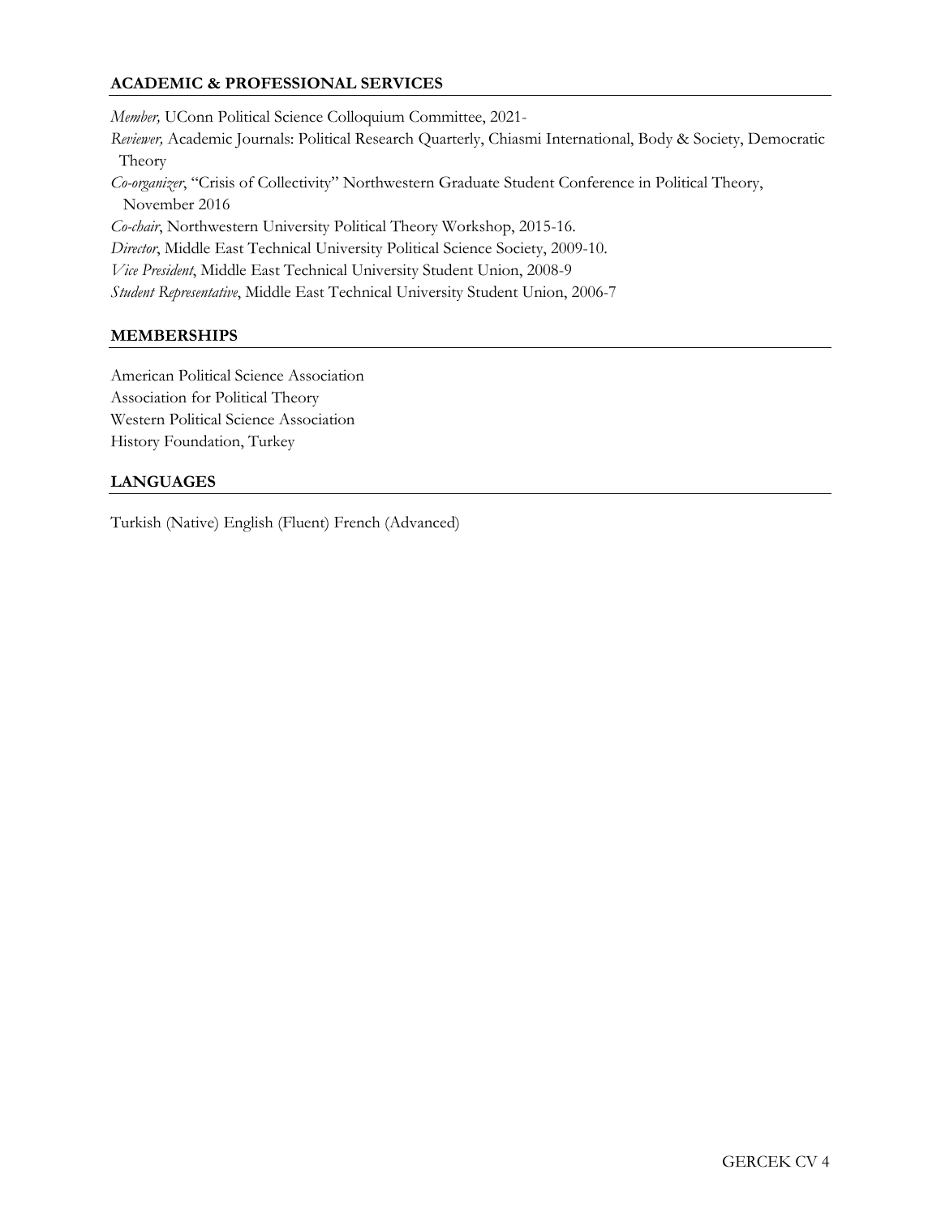## ACADEMIC & PROFESSIONAL SERVICES

*Member,* UConn Political Science Colloquium Committee, 2021-
*Reviewer,* Academic Journals: Political Research Quarterly, Chiasmi International, Body & Society, Democratic Theory
*Co-organizer*, "Crisis of Collectivity" Northwestern Graduate Student Conference in Political Theory, November 2016
*Co-chair*, Northwestern University Political Theory Workshop, 2015-16.
*Director*, Middle East Technical University Political Science Society, 2009-10.
*Vice President*, Middle East Technical University Student Union, 2008-9
*Student Representative*, Middle East Technical University Student Union, 2006-7

## MEMBERSHIPS

American Political Science Association
Association for Political Theory
Western Political Science Association
History Foundation, Turkey

## LANGUAGES

Turkish (Native) English (Fluent) French (Advanced)